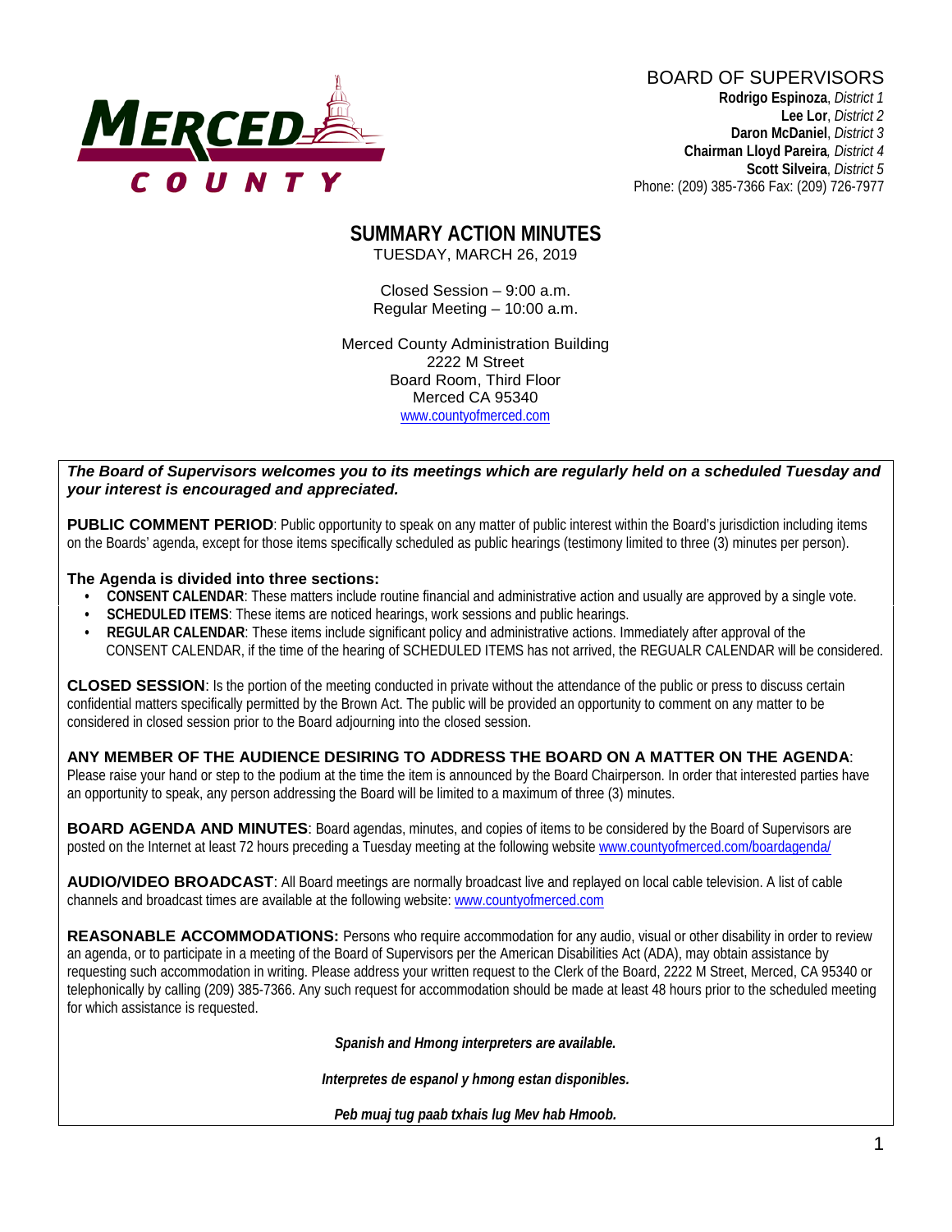MERCED COUNTY

BOARD OF SUPERVISORS

**Rodrigo Espinoza**, *District 1*
**Lee Lor**, *District 2*
**Daron McDaniel**, *District 3*
**Chairman Lloyd Pareira**, *District 4*
**Scott Silveira**, *District 5*
Phone: (209) 385-7366 Fax: (209) 726-7977

# SUMMARY ACTION MINUTES

TUESDAY, MARCH 26, 2019

Closed Session – 9:00 a.m.
Regular Meeting – 10:00 a.m.

Merced County Administration Building
2222 M Street
Board Room, Third Floor
Merced CA 95340
www.countyofmerced.com

***The Board of Supervisors welcomes you to its meetings which are regularly held on a scheduled Tuesday and your interest is encouraged and appreciated.***

**PUBLIC COMMENT PERIOD**: Public opportunity to speak on any matter of public interest within the Board's jurisdiction including items on the Boards' agenda, except for those items specifically scheduled as public hearings (testimony limited to three (3) minutes per person).

**The Agenda is divided into three sections:**

- **CONSENT CALENDAR**: These matters include routine financial and administrative action and usually are approved by a single vote.
- **SCHEDULED ITEMS**: These items are noticed hearings, work sessions and public hearings.
- **REGULAR CALENDAR**: These items include significant policy and administrative actions. Immediately after approval of the CONSENT CALENDAR, if the time of the hearing of SCHEDULED ITEMS has not arrived, the REGUALR CALENDAR will be considered.

**CLOSED SESSION**: Is the portion of the meeting conducted in private without the attendance of the public or press to discuss certain confidential matters specifically permitted by the Brown Act. The public will be provided an opportunity to comment on any matter to be considered in closed session prior to the Board adjourning into the closed session.

**ANY MEMBER OF THE AUDIENCE DESIRING TO ADDRESS THE BOARD ON A MATTER ON THE AGENDA**: Please raise your hand or step to the podium at the time the item is announced by the Board Chairperson. In order that interested parties have an opportunity to speak, any person addressing the Board will be limited to a maximum of three (3) minutes.

**BOARD AGENDA AND MINUTES**: Board agendas, minutes, and copies of items to be considered by the Board of Supervisors are posted on the Internet at least 72 hours preceding a Tuesday meeting at the following website www.countyofmerced.com/boardagenda/

**AUDIO/VIDEO BROADCAST**: All Board meetings are normally broadcast live and replayed on local cable television. A list of cable channels and broadcast times are available at the following website: www.countyofmerced.com

**REASONABLE ACCOMMODATIONS:** Persons who require accommodation for any audio, visual or other disability in order to review an agenda, or to participate in a meeting of the Board of Supervisors per the American Disabilities Act (ADA), may obtain assistance by requesting such accommodation in writing. Please address your written request to the Clerk of the Board, 2222 M Street, Merced, CA 95340 or telephonically by calling (209) 385-7366. Any such request for accommodation should be made at least 48 hours prior to the scheduled meeting for which assistance is requested.

***Spanish and Hmong interpreters are available.***

***Interpretes de espanol y hmong estan disponibles.***

***Peb muaj tug paab txhais lug Mev hab Hmoob.***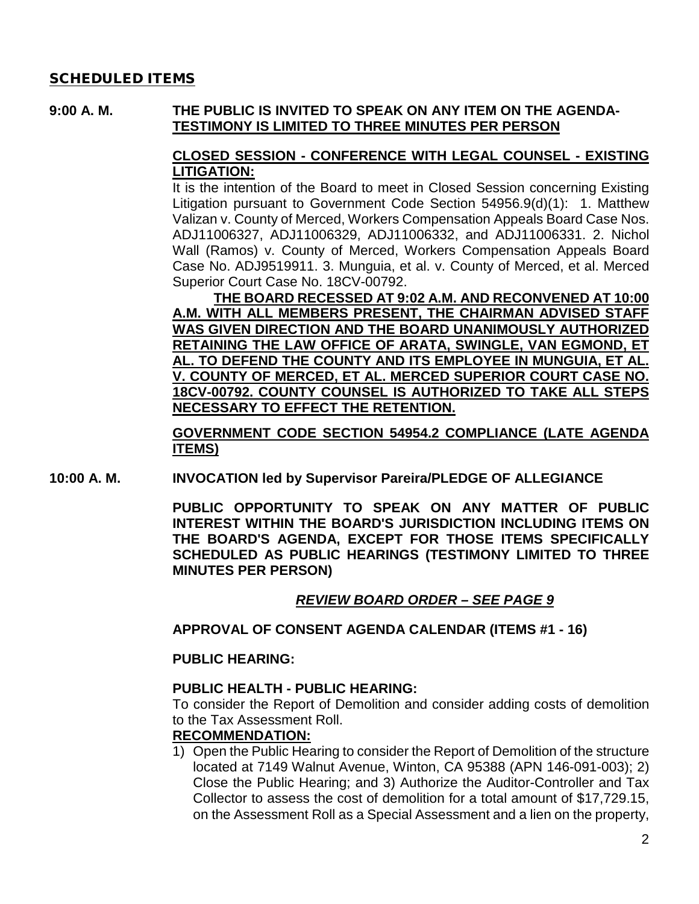## SCHEDULED ITEMS

**9:00 A. M. THE PUBLIC IS INVITED TO SPEAK ON ANY ITEM ON THE AGENDA-TESTIMONY IS LIMITED TO THREE MINUTES PER PERSON**

**CLOSED SESSION - CONFERENCE WITH LEGAL COUNSEL - EXISTING LITIGATION:**

It is the intention of the Board to meet in Closed Session concerning Existing Litigation pursuant to Government Code Section 54956.9(d)(1): 1. Matthew Valizan v. County of Merced, Workers Compensation Appeals Board Case Nos. ADJ11006327, ADJ11006329, ADJ11006332, and ADJ11006331. 2. Nichol Wall (Ramos) v. County of Merced, Workers Compensation Appeals Board Case No. ADJ9519911. 3. Munguia, et al. v. County of Merced, et al. Merced Superior Court Case No. 18CV-00792.

**THE BOARD RECESSED AT 9:02 A.M. AND RECONVENED AT 10:00 A.M. WITH ALL MEMBERS PRESENT, THE CHAIRMAN ADVISED STAFF WAS GIVEN DIRECTION AND THE BOARD UNANIMOUSLY AUTHORIZED RETAINING THE LAW OFFICE OF ARATA, SWINGLE, VAN EGMOND, ET AL. TO DEFEND THE COUNTY AND ITS EMPLOYEE IN MUNGUIA, ET AL. V. COUNTY OF MERCED, ET AL. MERCED SUPERIOR COURT CASE NO. 18CV-00792. COUNTY COUNSEL IS AUTHORIZED TO TAKE ALL STEPS NECESSARY TO EFFECT THE RETENTION.**

**GOVERNMENT CODE SECTION 54954.2 COMPLIANCE (LATE AGENDA ITEMS)**

**10:00 A. M. INVOCATION led by Supervisor Pareira/PLEDGE OF ALLEGIANCE**

**PUBLIC OPPORTUNITY TO SPEAK ON ANY MATTER OF PUBLIC INTEREST WITHIN THE BOARD'S JURISDICTION INCLUDING ITEMS ON THE BOARD'S AGENDA, EXCEPT FOR THOSE ITEMS SPECIFICALLY SCHEDULED AS PUBLIC HEARINGS (TESTIMONY LIMITED TO THREE MINUTES PER PERSON)**

***REVIEW BOARD ORDER – SEE PAGE 9***

**APPROVAL OF CONSENT AGENDA CALENDAR (ITEMS #1 - 16)**

**PUBLIC HEARING:**

**PUBLIC HEALTH - PUBLIC HEARING:**

To consider the Report of Demolition and consider adding costs of demolition to the Tax Assessment Roll.

**RECOMMENDATION:**

1) Open the Public Hearing to consider the Report of Demolition of the structure located at 7149 Walnut Avenue, Winton, CA 95388 (APN 146-091-003); 2) Close the Public Hearing; and 3) Authorize the Auditor-Controller and Tax Collector to assess the cost of demolition for a total amount of $17,729.15, on the Assessment Roll as a Special Assessment and a lien on the property,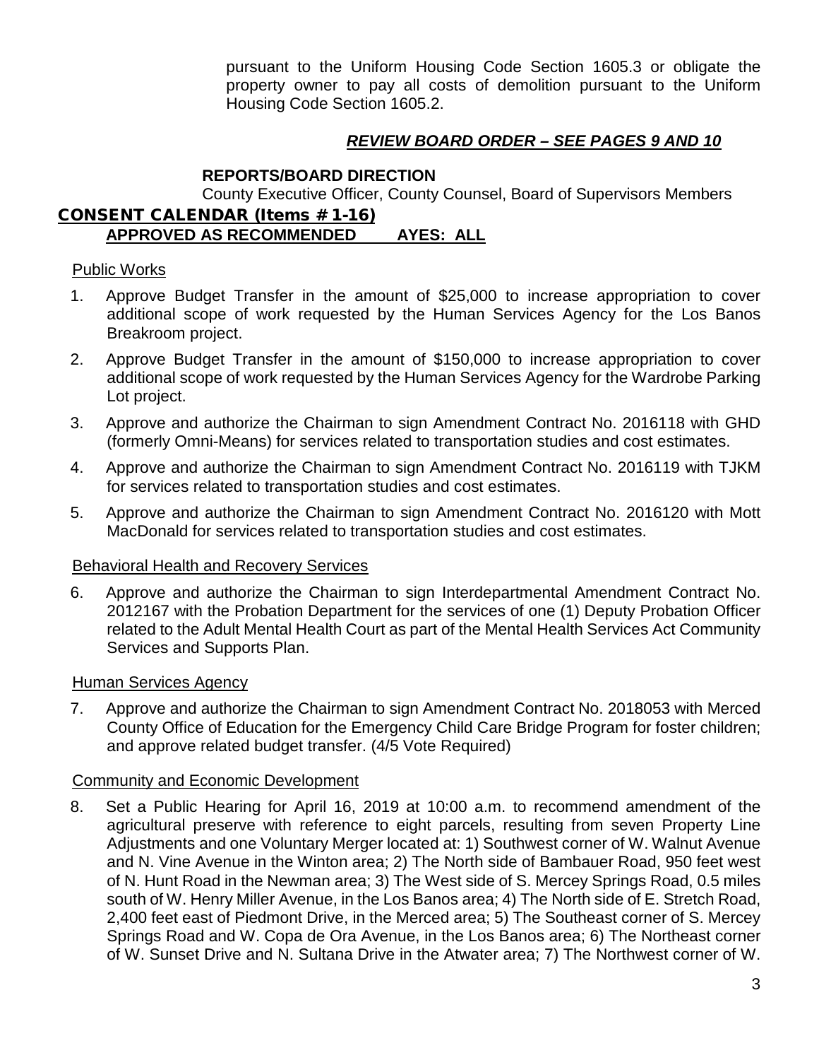pursuant to the Uniform Housing Code Section 1605.3 or obligate the property owner to pay all costs of demolition pursuant to the Uniform Housing Code Section 1605.2.

***REVIEW BOARD ORDER – SEE PAGES 9 AND 10***

**REPORTS/BOARD DIRECTION**

County Executive Officer, County Counsel, Board of Supervisors Members

## CONSENT CALENDAR (Items # 1-16)

**APPROVED AS RECOMMENDED AYES: ALL**

Public Works

1. Approve Budget Transfer in the amount of $25,000 to increase appropriation to cover additional scope of work requested by the Human Services Agency for the Los Banos Breakroom project.
2. Approve Budget Transfer in the amount of $150,000 to increase appropriation to cover additional scope of work requested by the Human Services Agency for the Wardrobe Parking Lot project.
3. Approve and authorize the Chairman to sign Amendment Contract No. 2016118 with GHD (formerly Omni-Means) for services related to transportation studies and cost estimates.
4. Approve and authorize the Chairman to sign Amendment Contract No. 2016119 with TJKM for services related to transportation studies and cost estimates.
5. Approve and authorize the Chairman to sign Amendment Contract No. 2016120 with Mott MacDonald for services related to transportation studies and cost estimates.

Behavioral Health and Recovery Services

6. Approve and authorize the Chairman to sign Interdepartmental Amendment Contract No. 2012167 with the Probation Department for the services of one (1) Deputy Probation Officer related to the Adult Mental Health Court as part of the Mental Health Services Act Community Services and Supports Plan.

Human Services Agency

7. Approve and authorize the Chairman to sign Amendment Contract No. 2018053 with Merced County Office of Education for the Emergency Child Care Bridge Program for foster children; and approve related budget transfer. (4/5 Vote Required)

Community and Economic Development

8. Set a Public Hearing for April 16, 2019 at 10:00 a.m. to recommend amendment of the agricultural preserve with reference to eight parcels, resulting from seven Property Line Adjustments and one Voluntary Merger located at: 1) Southwest corner of W. Walnut Avenue and N. Vine Avenue in the Winton area; 2) The North side of Bambauer Road, 950 feet west of N. Hunt Road in the Newman area; 3) The West side of S. Mercey Springs Road, 0.5 miles south of W. Henry Miller Avenue, in the Los Banos area; 4) The North side of E. Stretch Road, 2,400 feet east of Piedmont Drive, in the Merced area; 5) The Southeast corner of S. Mercey Springs Road and W. Copa de Ora Avenue, in the Los Banos area; 6) The Northeast corner of W. Sunset Drive and N. Sultana Drive in the Atwater area; 7) The Northwest corner of W.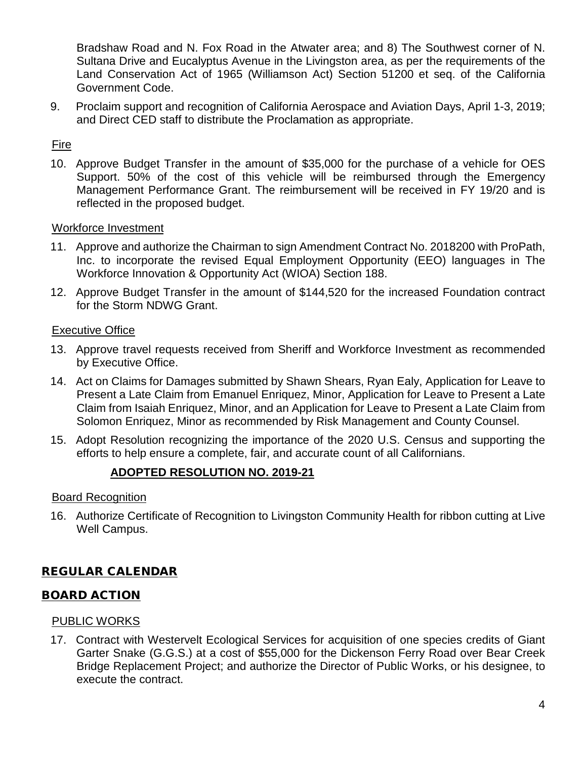Bradshaw Road and N. Fox Road in the Atwater area; and 8) The Southwest corner of N. Sultana Drive and Eucalyptus Avenue in the Livingston area, as per the requirements of the Land Conservation Act of 1965 (Williamson Act) Section 51200 et seq. of the California Government Code.

9. Proclaim support and recognition of California Aerospace and Aviation Days, April 1-3, 2019; and Direct CED staff to distribute the Proclamation as appropriate.

Fire

10. Approve Budget Transfer in the amount of $35,000 for the purchase of a vehicle for OES Support. 50% of the cost of this vehicle will be reimbursed through the Emergency Management Performance Grant. The reimbursement will be received in FY 19/20 and is reflected in the proposed budget.

Workforce Investment

11. Approve and authorize the Chairman to sign Amendment Contract No. 2018200 with ProPath, Inc. to incorporate the revised Equal Employment Opportunity (EEO) languages in The Workforce Innovation & Opportunity Act (WIOA) Section 188.

12. Approve Budget Transfer in the amount of $144,520 for the increased Foundation contract for the Storm NDWG Grant.

Executive Office

13. Approve travel requests received from Sheriff and Workforce Investment as recommended by Executive Office.

14. Act on Claims for Damages submitted by Shawn Shears, Ryan Ealy, Application for Leave to Present a Late Claim from Emanuel Enriquez, Minor, Application for Leave to Present a Late Claim from Isaiah Enriquez, Minor, and an Application for Leave to Present a Late Claim from Solomon Enriquez, Minor as recommended by Risk Management and County Counsel.

15. Adopt Resolution recognizing the importance of the 2020 U.S. Census and supporting the efforts to help ensure a complete, fair, and accurate count of all Californians.

**ADOPTED RESOLUTION NO. 2019-21**

Board Recognition

16. Authorize Certificate of Recognition to Livingston Community Health for ribbon cutting at Live Well Campus.

## REGULAR CALENDAR

## BOARD ACTION

PUBLIC WORKS

17. Contract with Westervelt Ecological Services for acquisition of one species credits of Giant Garter Snake (G.G.S.) at a cost of $55,000 for the Dickenson Ferry Road over Bear Creek Bridge Replacement Project; and authorize the Director of Public Works, or his designee, to execute the contract.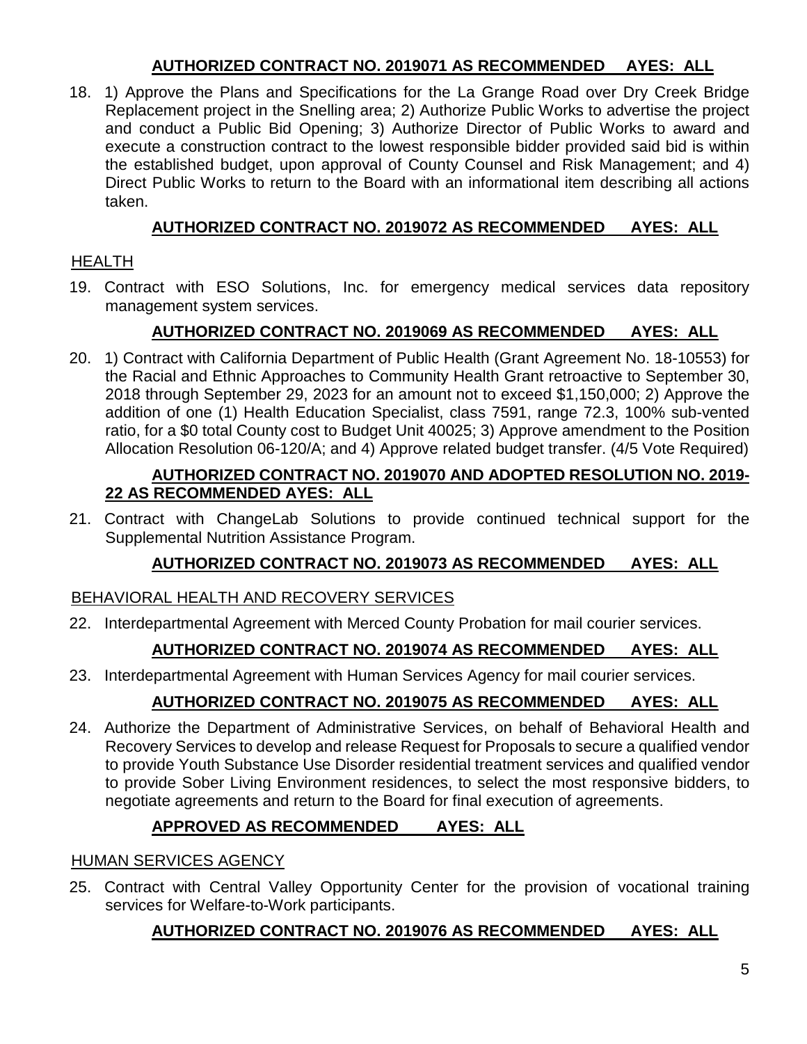**AUTHORIZED CONTRACT NO. 2019071 AS RECOMMENDED AYES: ALL**

18. 1) Approve the Plans and Specifications for the La Grange Road over Dry Creek Bridge Replacement project in the Snelling area; 2) Authorize Public Works to advertise the project and conduct a Public Bid Opening; 3) Authorize Director of Public Works to award and execute a construction contract to the lowest responsible bidder provided said bid is within the established budget, upon approval of County Counsel and Risk Management; and 4) Direct Public Works to return to the Board with an informational item describing all actions taken.

**AUTHORIZED CONTRACT NO. 2019072 AS RECOMMENDED AYES: ALL**

HEALTH

19. Contract with ESO Solutions, Inc. for emergency medical services data repository management system services.

**AUTHORIZED CONTRACT NO. 2019069 AS RECOMMENDED AYES: ALL**

20. 1) Contract with California Department of Public Health (Grant Agreement No. 18-10553) for the Racial and Ethnic Approaches to Community Health Grant retroactive to September 30, 2018 through September 29, 2023 for an amount not to exceed $1,150,000; 2) Approve the addition of one (1) Health Education Specialist, class 7591, range 72.3, 100% sub-vented ratio, for a $0 total County cost to Budget Unit 40025; 3) Approve amendment to the Position Allocation Resolution 06-120/A; and 4) Approve related budget transfer. (4/5 Vote Required)

**AUTHORIZED CONTRACT NO. 2019070 AND ADOPTED RESOLUTION NO. 2019-22 AS RECOMMENDED AYES: ALL**

21. Contract with ChangeLab Solutions to provide continued technical support for the Supplemental Nutrition Assistance Program.

**AUTHORIZED CONTRACT NO. 2019073 AS RECOMMENDED AYES: ALL**

BEHAVIORAL HEALTH AND RECOVERY SERVICES

22. Interdepartmental Agreement with Merced County Probation for mail courier services.

**AUTHORIZED CONTRACT NO. 2019074 AS RECOMMENDED AYES: ALL**

23. Interdepartmental Agreement with Human Services Agency for mail courier services.

**AUTHORIZED CONTRACT NO. 2019075 AS RECOMMENDED AYES: ALL**

24. Authorize the Department of Administrative Services, on behalf of Behavioral Health and Recovery Services to develop and release Request for Proposals to secure a qualified vendor to provide Youth Substance Use Disorder residential treatment services and qualified vendor to provide Sober Living Environment residences, to select the most responsive bidders, to negotiate agreements and return to the Board for final execution of agreements.

**APPROVED AS RECOMMENDED AYES: ALL**

HUMAN SERVICES AGENCY

25. Contract with Central Valley Opportunity Center for the provision of vocational training services for Welfare-to-Work participants.

**AUTHORIZED CONTRACT NO. 2019076 AS RECOMMENDED AYES: ALL**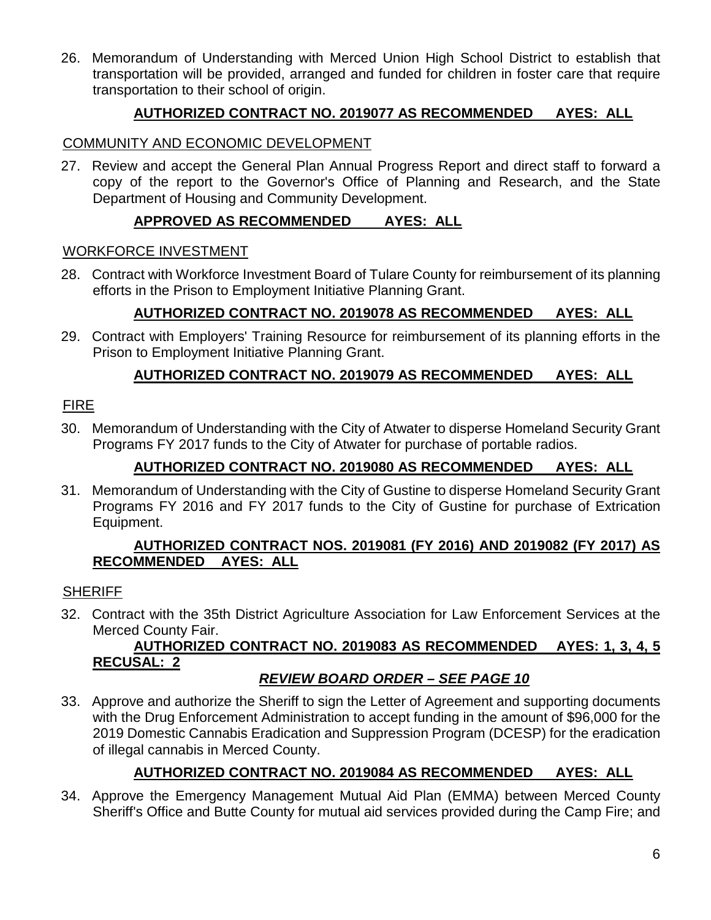26. Memorandum of Understanding with Merced Union High School District to establish that transportation will be provided, arranged and funded for children in foster care that require transportation to their school of origin.

**AUTHORIZED CONTRACT NO. 2019077 AS RECOMMENDED AYES: ALL**

COMMUNITY AND ECONOMIC DEVELOPMENT

27. Review and accept the General Plan Annual Progress Report and direct staff to forward a copy of the report to the Governor's Office of Planning and Research, and the State Department of Housing and Community Development.

**APPROVED AS RECOMMENDED AYES: ALL**

WORKFORCE INVESTMENT

28. Contract with Workforce Investment Board of Tulare County for reimbursement of its planning efforts in the Prison to Employment Initiative Planning Grant.

**AUTHORIZED CONTRACT NO. 2019078 AS RECOMMENDED AYES: ALL**

29. Contract with Employers' Training Resource for reimbursement of its planning efforts in the Prison to Employment Initiative Planning Grant.

**AUTHORIZED CONTRACT NO. 2019079 AS RECOMMENDED AYES: ALL**

FIRE

30. Memorandum of Understanding with the City of Atwater to disperse Homeland Security Grant Programs FY 2017 funds to the City of Atwater for purchase of portable radios.

**AUTHORIZED CONTRACT NO. 2019080 AS RECOMMENDED AYES: ALL**

31. Memorandum of Understanding with the City of Gustine to disperse Homeland Security Grant Programs FY 2016 and FY 2017 funds to the City of Gustine for purchase of Extrication Equipment.

**AUTHORIZED CONTRACT NOS. 2019081 (FY 2016) AND 2019082 (FY 2017) AS RECOMMENDED AYES: ALL**

SHERIFF

32. Contract with the 35th District Agriculture Association for Law Enforcement Services at the Merced County Fair.

**AUTHORIZED CONTRACT NO. 2019083 AS RECOMMENDED AYES: 1, 3, 4, 5 RECUSAL: 2**

***REVIEW BOARD ORDER – SEE PAGE 10***

33. Approve and authorize the Sheriff to sign the Letter of Agreement and supporting documents with the Drug Enforcement Administration to accept funding in the amount of $96,000 for the 2019 Domestic Cannabis Eradication and Suppression Program (DCESP) for the eradication of illegal cannabis in Merced County.

**AUTHORIZED CONTRACT NO. 2019084 AS RECOMMENDED AYES: ALL**

34. Approve the Emergency Management Mutual Aid Plan (EMMA) between Merced County Sheriff's Office and Butte County for mutual aid services provided during the Camp Fire; and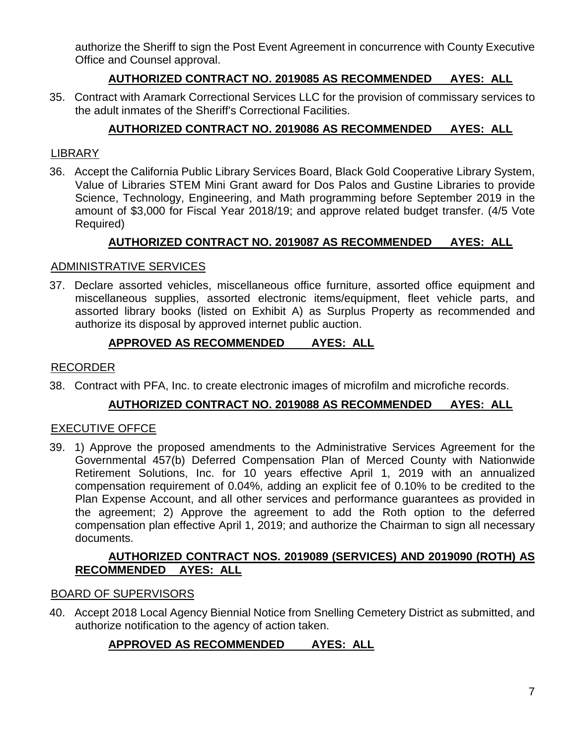authorize the Sheriff to sign the Post Event Agreement in concurrence with County Executive Office and Counsel approval.

**AUTHORIZED CONTRACT NO. 2019085 AS RECOMMENDED AYES: ALL**

35. Contract with Aramark Correctional Services LLC for the provision of commissary services to the adult inmates of the Sheriff's Correctional Facilities.

**AUTHORIZED CONTRACT NO. 2019086 AS RECOMMENDED AYES: ALL**

LIBRARY

36. Accept the California Public Library Services Board, Black Gold Cooperative Library System, Value of Libraries STEM Mini Grant award for Dos Palos and Gustine Libraries to provide Science, Technology, Engineering, and Math programming before September 2019 in the amount of $3,000 for Fiscal Year 2018/19; and approve related budget transfer. (4/5 Vote Required)

**AUTHORIZED CONTRACT NO. 2019087 AS RECOMMENDED AYES: ALL**

ADMINISTRATIVE SERVICES

37. Declare assorted vehicles, miscellaneous office furniture, assorted office equipment and miscellaneous supplies, assorted electronic items/equipment, fleet vehicle parts, and assorted library books (listed on Exhibit A) as Surplus Property as recommended and authorize its disposal by approved internet public auction.

**APPROVED AS RECOMMENDED AYES: ALL**

RECORDER

38. Contract with PFA, Inc. to create electronic images of microfilm and microfiche records.

**AUTHORIZED CONTRACT NO. 2019088 AS RECOMMENDED AYES: ALL**

EXECUTIVE OFFCE

39. 1) Approve the proposed amendments to the Administrative Services Agreement for the Governmental 457(b) Deferred Compensation Plan of Merced County with Nationwide Retirement Solutions, Inc. for 10 years effective April 1, 2019 with an annualized compensation requirement of 0.04%, adding an explicit fee of 0.10% to be credited to the Plan Expense Account, and all other services and performance guarantees as provided in the agreement; 2) Approve the agreement to add the Roth option to the deferred compensation plan effective April 1, 2019; and authorize the Chairman to sign all necessary documents.

**AUTHORIZED CONTRACT NOS. 2019089 (SERVICES) AND 2019090 (ROTH) AS RECOMMENDED AYES: ALL**

BOARD OF SUPERVISORS

40. Accept 2018 Local Agency Biennial Notice from Snelling Cemetery District as submitted, and authorize notification to the agency of action taken.

**APPROVED AS RECOMMENDED AYES: ALL**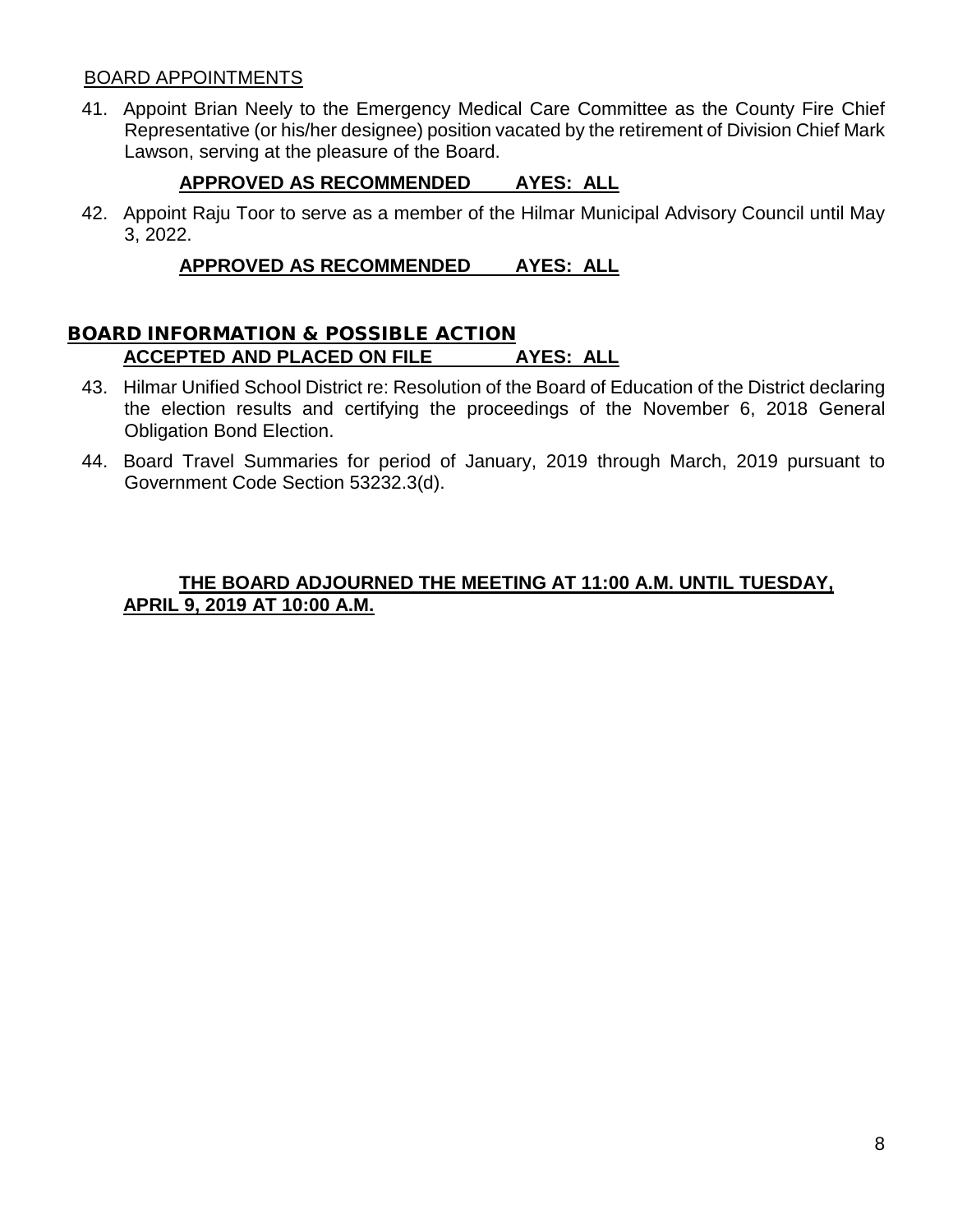BOARD APPOINTMENTS

41. Appoint Brian Neely to the Emergency Medical Care Committee as the County Fire Chief Representative (or his/her designee) position vacated by the retirement of Division Chief Mark Lawson, serving at the pleasure of the Board.

    **APPROVED AS RECOMMENDED AYES: ALL**

42. Appoint Raju Toor to serve as a member of the Hilmar Municipal Advisory Council until May 3, 2022.

    **APPROVED AS RECOMMENDED AYES: ALL**

## BOARD INFORMATION & POSSIBLE ACTION

**ACCEPTED AND PLACED ON FILE AYES: ALL**

43. Hilmar Unified School District re: Resolution of the Board of Education of the District declaring the election results and certifying the proceedings of the November 6, 2018 General Obligation Bond Election.

44. Board Travel Summaries for period of January, 2019 through March, 2019 pursuant to Government Code Section 53232.3(d).

**THE BOARD ADJOURNED THE MEETING AT 11:00 A.M. UNTIL TUESDAY, APRIL 9, 2019 AT 10:00 A.M.**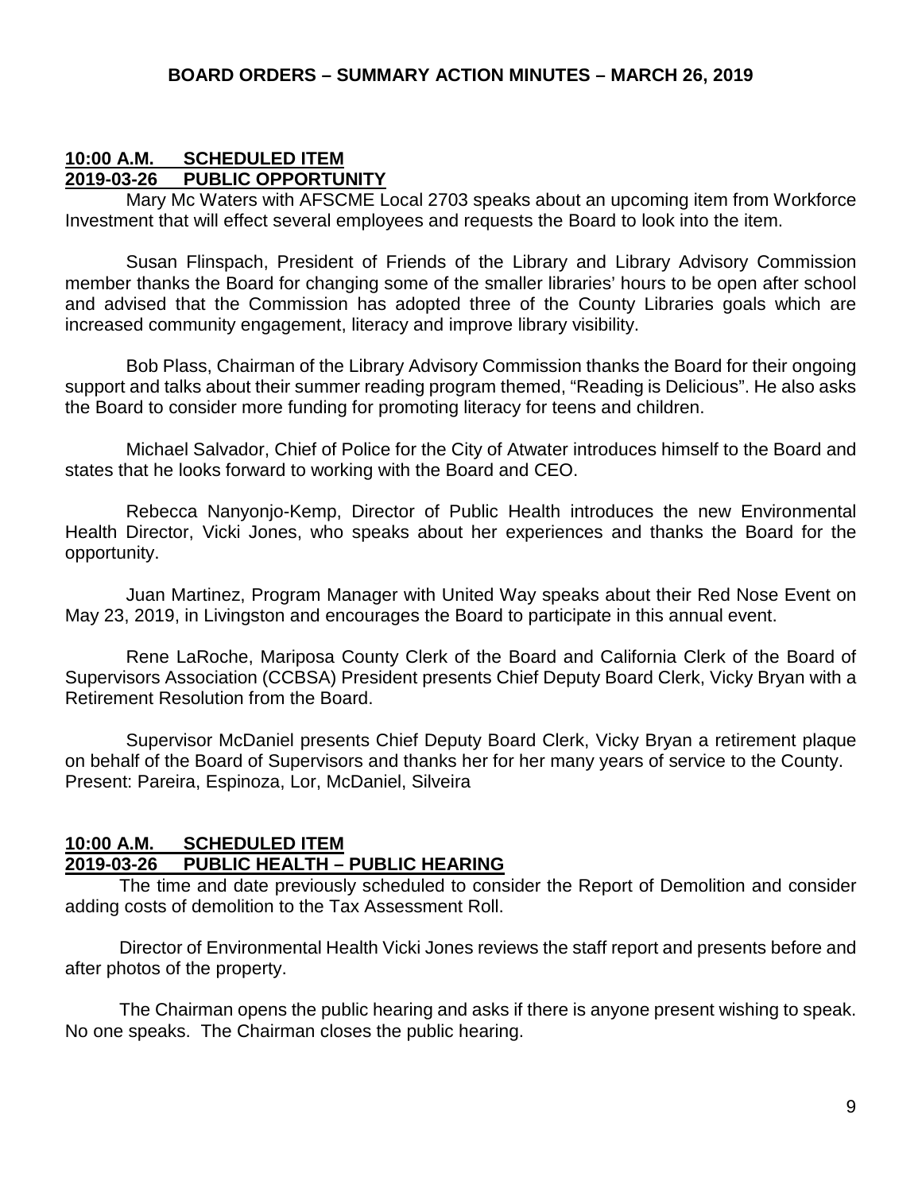**BOARD ORDERS – SUMMARY ACTION MINUTES – MARCH 26, 2019**

**<u>10:00 A.M. SCHEDULED ITEM</u>**
**<u>2019-03-26 PUBLIC OPPORTUNITY</u>**

Mary Mc Waters with AFSCME Local 2703 speaks about an upcoming item from Workforce Investment that will effect several employees and requests the Board to look into the item.

Susan Flinspach, President of Friends of the Library and Library Advisory Commission member thanks the Board for changing some of the smaller libraries' hours to be open after school and advised that the Commission has adopted three of the County Libraries goals which are increased community engagement, literacy and improve library visibility.

Bob Plass, Chairman of the Library Advisory Commission thanks the Board for their ongoing support and talks about their summer reading program themed, "Reading is Delicious". He also asks the Board to consider more funding for promoting literacy for teens and children.

Michael Salvador, Chief of Police for the City of Atwater introduces himself to the Board and states that he looks forward to working with the Board and CEO.

Rebecca Nanyonjo-Kemp, Director of Public Health introduces the new Environmental Health Director, Vicki Jones, who speaks about her experiences and thanks the Board for the opportunity.

Juan Martinez, Program Manager with United Way speaks about their Red Nose Event on May 23, 2019, in Livingston and encourages the Board to participate in this annual event.

Rene LaRoche, Mariposa County Clerk of the Board and California Clerk of the Board of Supervisors Association (CCBSA) President presents Chief Deputy Board Clerk, Vicky Bryan with a Retirement Resolution from the Board.

Supervisor McDaniel presents Chief Deputy Board Clerk, Vicky Bryan a retirement plaque on behalf of the Board of Supervisors and thanks her for her many years of service to the County.
Present: Pareira, Espinoza, Lor, McDaniel, Silveira

**<u>10:00 A.M. SCHEDULED ITEM</u>**
**<u>2019-03-26 PUBLIC HEALTH – PUBLIC HEARING</u>**

The time and date previously scheduled to consider the Report of Demolition and consider adding costs of demolition to the Tax Assessment Roll.

Director of Environmental Health Vicki Jones reviews the staff report and presents before and after photos of the property.

The Chairman opens the public hearing and asks if there is anyone present wishing to speak. No one speaks. The Chairman closes the public hearing.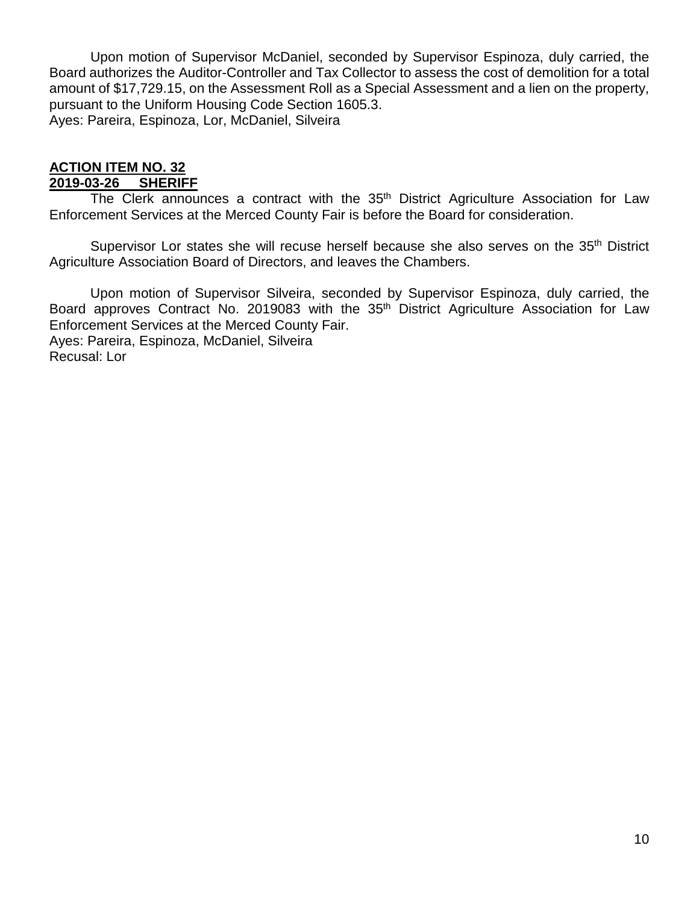Upon motion of Supervisor McDaniel, seconded by Supervisor Espinoza, duly carried, the Board authorizes the Auditor-Controller and Tax Collector to assess the cost of demolition for a total amount of $17,729.15, on the Assessment Roll as a Special Assessment and a lien on the property, pursuant to the Uniform Housing Code Section 1605.3.
Ayes: Pareira, Espinoza, Lor, McDaniel, Silveira

**ACTION ITEM NO. 32**
**2019-03-26 SHERIFF**

The Clerk announces a contract with the 35th District Agriculture Association for Law Enforcement Services at the Merced County Fair is before the Board for consideration.

Supervisor Lor states she will recuse herself because she also serves on the 35th District Agriculture Association Board of Directors, and leaves the Chambers.

Upon motion of Supervisor Silveira, seconded by Supervisor Espinoza, duly carried, the Board approves Contract No. 2019083 with the 35th District Agriculture Association for Law Enforcement Services at the Merced County Fair.
Ayes: Pareira, Espinoza, McDaniel, Silveira
Recusal: Lor